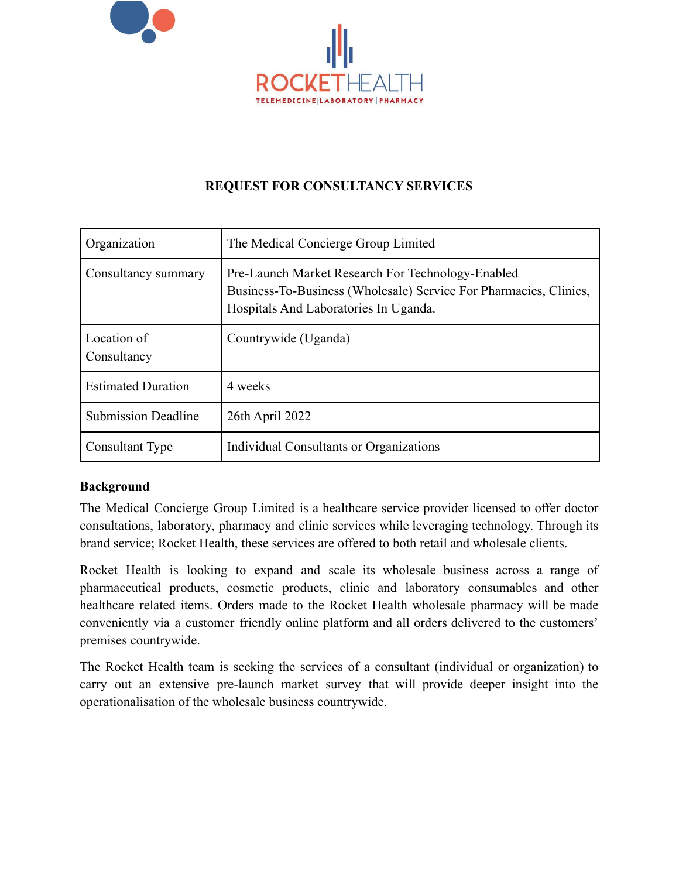ROCKETHEALTH

TELEMEDICINE | LABORATORY | PHARMACY

# REQUEST FOR CONSULTANCY SERVICES

| | |
|---|---|
| Organization | The Medical Concierge Group Limited |
| Consultancy summary | Pre-Launch Market Research For Technology-Enabled Business-To-Business (Wholesale) Service For Pharmacies, Clinics, Hospitals And Laboratories In Uganda. |
| Location of Consultancy | Countrywide (Uganda) |
| Estimated Duration | 4 weeks |
| Submission Deadline | 26th April 2022 |
| Consultant Type | Individual Consultants or Organizations |

**Background**

The Medical Concierge Group Limited is a healthcare service provider licensed to offer doctor consultations, laboratory, pharmacy and clinic services while leveraging technology. Through its brand service; Rocket Health, these services are offered to both retail and wholesale clients.

Rocket Health is looking to expand and scale its wholesale business across a range of pharmaceutical products, cosmetic products, clinic and laboratory consumables and other healthcare related items. Orders made to the Rocket Health wholesale pharmacy will be made conveniently via a customer friendly online platform and all orders delivered to the customers' premises countrywide.

The Rocket Health team is seeking the services of a consultant (individual or organization) to carry out an extensive pre-launch market survey that will provide deeper insight into the operationalisation of the wholesale business countrywide.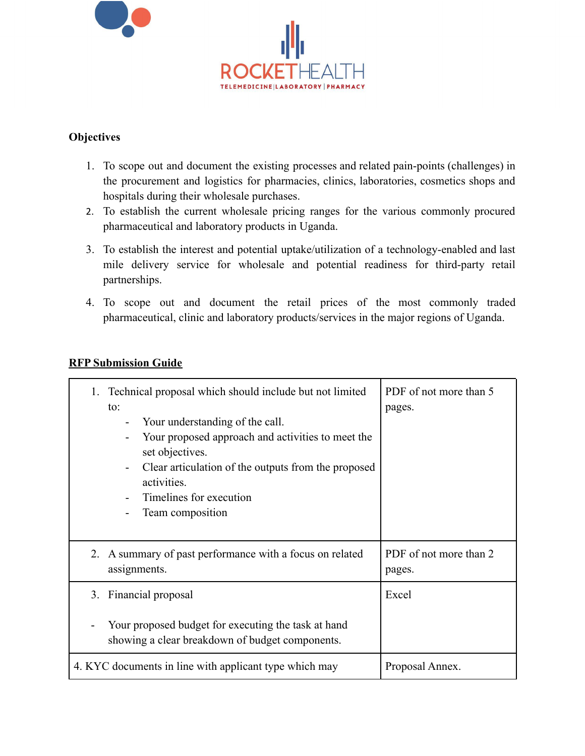**Objectives**

1. To scope out and document the existing processes and related pain-points (challenges) in the procurement and logistics for pharmacies, clinics, laboratories, cosmetics shops and hospitals during their wholesale purchases.
2. To establish the current wholesale pricing ranges for the various commonly procured pharmaceutical and laboratory products in Uganda.
3. To establish the interest and potential uptake/utilization of a technology-enabled and last mile delivery service for wholesale and potential readiness for third-party retail partnerships.
4. To scope out and document the retail prices of the most commonly traded pharmaceutical, clinic and laboratory products/services in the major regions of Uganda.

**RFP Submission Guide**

| | |
|---|---|
| 1. Technical proposal which should include but not limited to:<br>- Your understanding of the call.<br>- Your proposed approach and activities to meet the set objectives.<br>- Clear articulation of the outputs from the proposed activities.<br>- Timelines for execution<br>- Team composition | PDF of not more than 5 pages. |
| 2. A summary of past performance with a focus on related assignments. | PDF of not more than 2 pages. |
| 3. Financial proposal<br><br>- Your proposed budget for executing the task at hand showing a clear breakdown of budget components. | Excel |
| 4. KYC documents in line with applicant type which may | Proposal Annex. |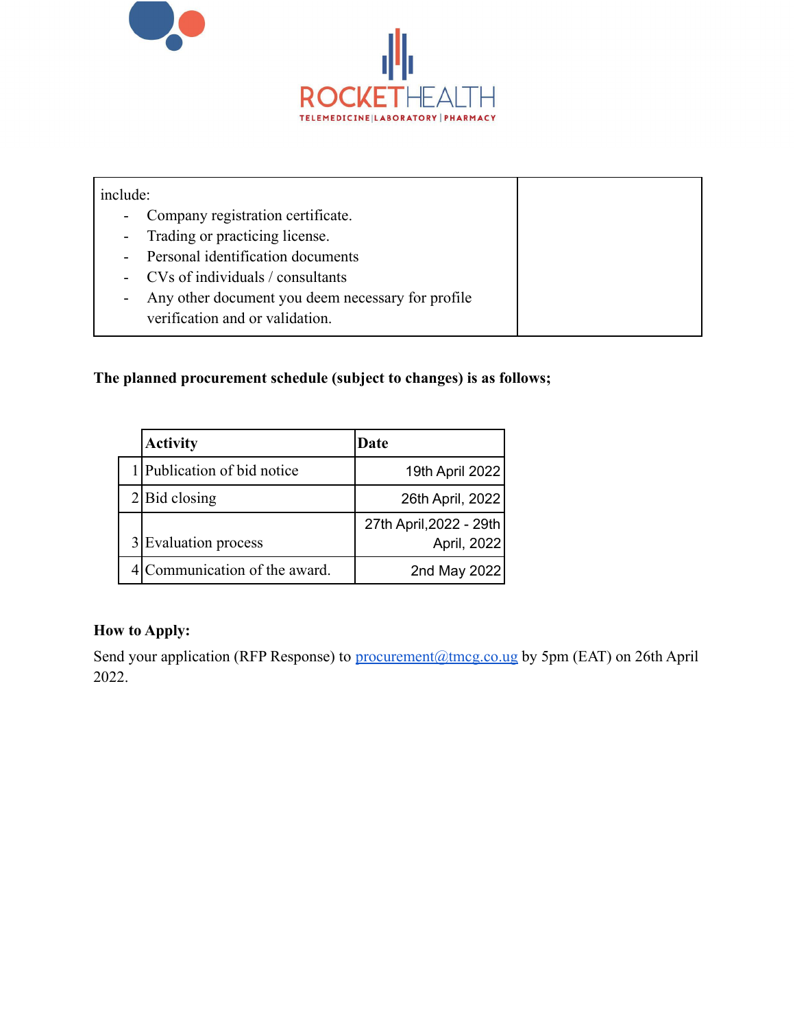| | |
|---|---|
| include:<br>- Company registration certificate.<br>- Trading or practicing license.<br>- Personal identification documents<br>- CVs of individuals / consultants<br>- Any other document you deem necessary for profile verification and or validation. | |

**The planned procurement schedule (subject to changes) is as follows;**

| | Activity | Date |
|---|---|---|
| 1 | Publication of bid notice | 19th April 2022 |
| 2 | Bid closing | 26th April, 2022 |
| 3 | Evaluation process | 27th April,2022 - 29th April, 2022 |
| 4 | Communication of the award. | 2nd May 2022 |

**How to Apply:**

Send your application (RFP Response) to procurement@tmcg.co.ug by 5pm (EAT) on 26th April 2022.